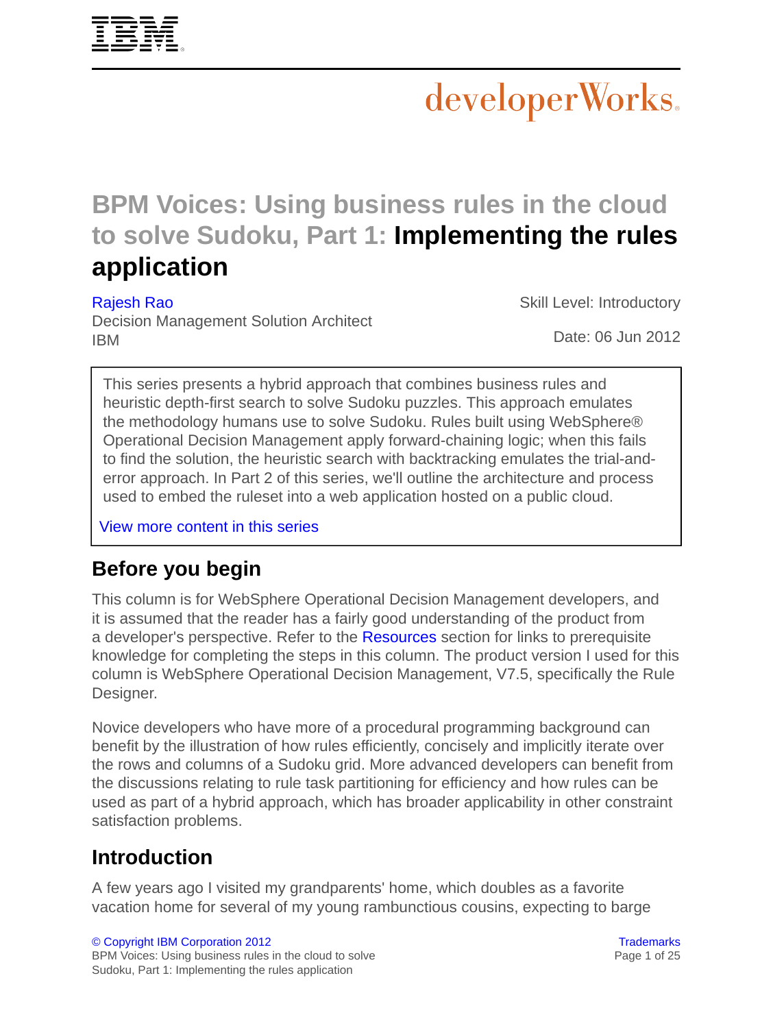# BPM Voices: Using business rules in the cloud to solve Sudoku, Part 1: Implementing the rules application

Rajesh Rao
Decision Management Solution Architect
IBM

Skill Level: Introductory

Date: 06 Jun 2012

> This series presents a hybrid approach that combines business rules and heuristic depth-first search to solve Sudoku puzzles. This approach emulates the methodology humans use to solve Sudoku. Rules built using WebSphere® Operational Decision Management apply forward-chaining logic; when this fails to find the solution, the heuristic search with backtracking emulates the trial-and-error approach. In Part 2 of this series, we'll outline the architecture and process used to embed the ruleset into a web application hosted on a public cloud.
>
> View more content in this series

## Before you begin

This column is for WebSphere Operational Decision Management developers, and it is assumed that the reader has a fairly good understanding of the product from a developer's perspective. Refer to the Resources section for links to prerequisite knowledge for completing the steps in this column. The product version I used for this column is WebSphere Operational Decision Management, V7.5, specifically the Rule Designer.

Novice developers who have more of a procedural programming background can benefit by the illustration of how rules efficiently, concisely and implicitly iterate over the rows and columns of a Sudoku grid. More advanced developers can benefit from the discussions relating to rule task partitioning for efficiency and how rules can be used as part of a hybrid approach, which has broader applicability in other constraint satisfaction problems.

## Introduction

A few years ago I visited my grandparents' home, which doubles as a favorite vacation home for several of my young rambunctious cousins, expecting to barge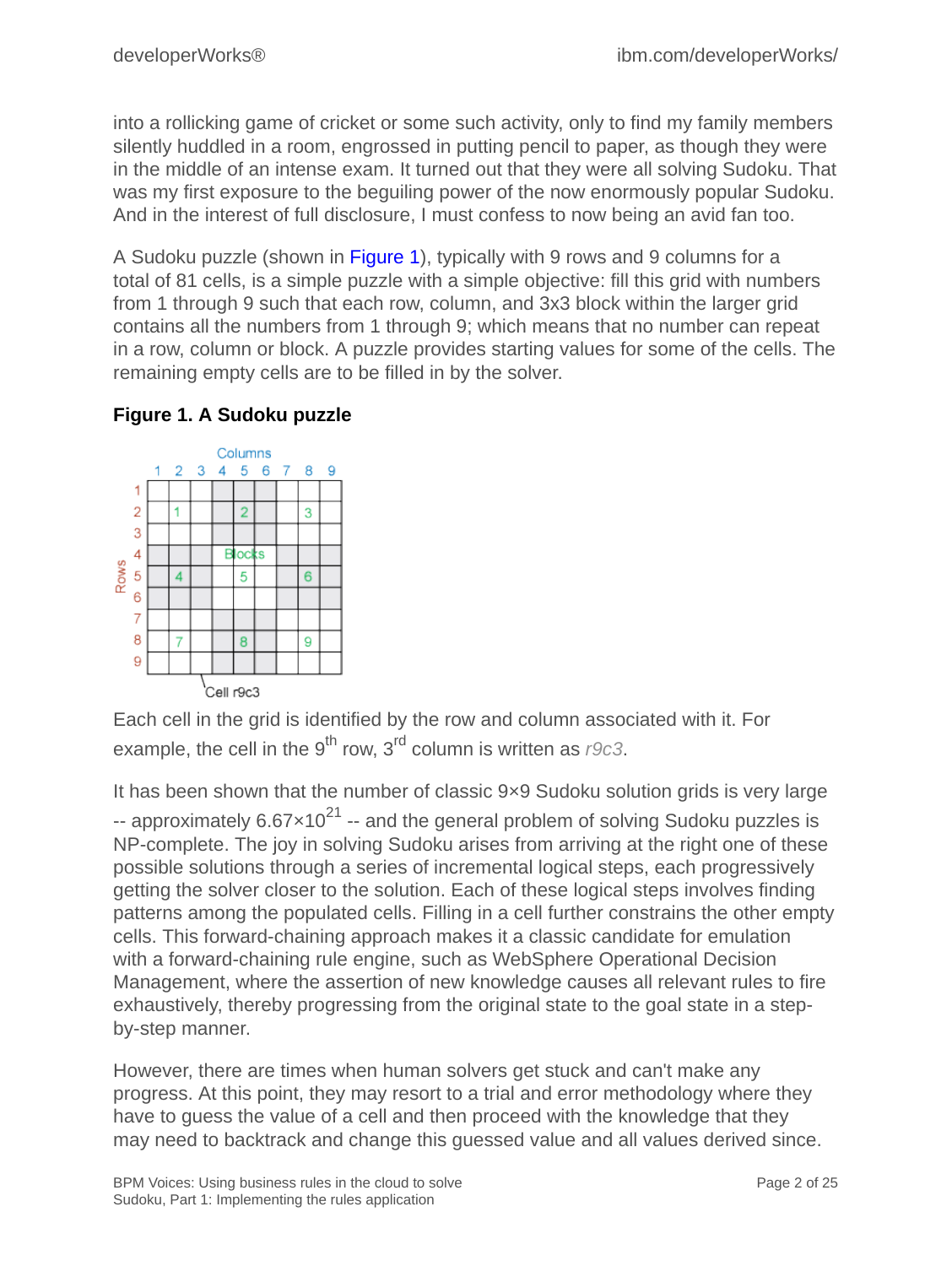into a rollicking game of cricket or some such activity, only to find my family members silently huddled in a room, engrossed in putting pencil to paper, as though they were in the middle of an intense exam. It turned out that they were all solving Sudoku. That was my first exposure to the beguiling power of the now enormously popular Sudoku. And in the interest of full disclosure, I must confess to now being an avid fan too.

A Sudoku puzzle (shown in Figure 1), typically with 9 rows and 9 columns for a total of 81 cells, is a simple puzzle with a simple objective: fill this grid with numbers from 1 through 9 such that each row, column, and 3x3 block within the larger grid contains all the numbers from 1 through 9; which means that no number can repeat in a row, column or block. A puzzle provides starting values for some of the cells. The remaining empty cells are to be filled in by the solver.

**Figure 1. A Sudoku puzzle**

Each cell in the grid is identified by the row and column associated with it. For example, the cell in the 9th row, 3rd column is written as *r9c3*.

It has been shown that the number of classic 9×9 Sudoku solution grids is very large -- approximately $6.67 \times 10^{21}$ -- and the general problem of solving Sudoku puzzles is NP-complete. The joy in solving Sudoku arises from arriving at the right one of these possible solutions through a series of incremental logical steps, each progressively getting the solver closer to the solution. Each of these logical steps involves finding patterns among the populated cells. Filling in a cell further constrains the other empty cells. This forward-chaining approach makes it a classic candidate for emulation with a forward-chaining rule engine, such as WebSphere Operational Decision Management, where the assertion of new knowledge causes all relevant rules to fire exhaustively, thereby progressing from the original state to the goal state in a step-by-step manner.

However, there are times when human solvers get stuck and can't make any progress. At this point, they may resort to a trial and error methodology where they have to guess the value of a cell and then proceed with the knowledge that they may need to backtrack and change this guessed value and all values derived since.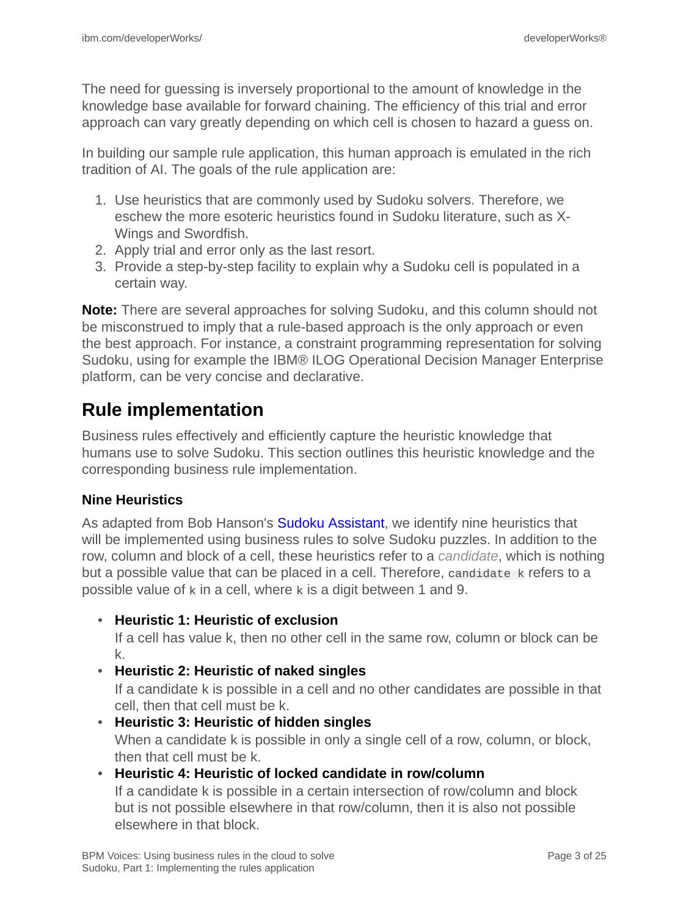The need for guessing is inversely proportional to the amount of knowledge in the knowledge base available for forward chaining. The efficiency of this trial and error approach can vary greatly depending on which cell is chosen to hazard a guess on.

In building our sample rule application, this human approach is emulated in the rich tradition of AI. The goals of the rule application are:

1. Use heuristics that are commonly used by Sudoku solvers. Therefore, we eschew the more esoteric heuristics found in Sudoku literature, such as X-Wings and Swordfish.
2. Apply trial and error only as the last resort.
3. Provide a step-by-step facility to explain why a Sudoku cell is populated in a certain way.

**Note:** There are several approaches for solving Sudoku, and this column should not be misconstrued to imply that a rule-based approach is the only approach or even the best approach. For instance, a constraint programming representation for solving Sudoku, using for example the IBM® ILOG Operational Decision Manager Enterprise platform, can be very concise and declarative.

## Rule implementation

Business rules effectively and efficiently capture the heuristic knowledge that humans use to solve Sudoku. This section outlines this heuristic knowledge and the corresponding business rule implementation.

### Nine Heuristics

As adapted from Bob Hanson's Sudoku Assistant, we identify nine heuristics that will be implemented using business rules to solve Sudoku puzzles. In addition to the row, column and block of a cell, these heuristics refer to a *candidate*, which is nothing but a possible value that can be placed in a cell. Therefore, `candidate k` refers to a possible value of `k` in a cell, where `k` is a digit between 1 and 9.

- **Heuristic 1: Heuristic of exclusion**
  If a cell has value k, then no other cell in the same row, column or block can be k.
- **Heuristic 2: Heuristic of naked singles**
  If a candidate k is possible in a cell and no other candidates are possible in that cell, then that cell must be k.
- **Heuristic 3: Heuristic of hidden singles**
  When a candidate k is possible in only a single cell of a row, column, or block, then that cell must be k.
- **Heuristic 4: Heuristic of locked candidate in row/column**
  If a candidate k is possible in a certain intersection of row/column and block but is not possible elsewhere in that row/column, then it is also not possible elsewhere in that block.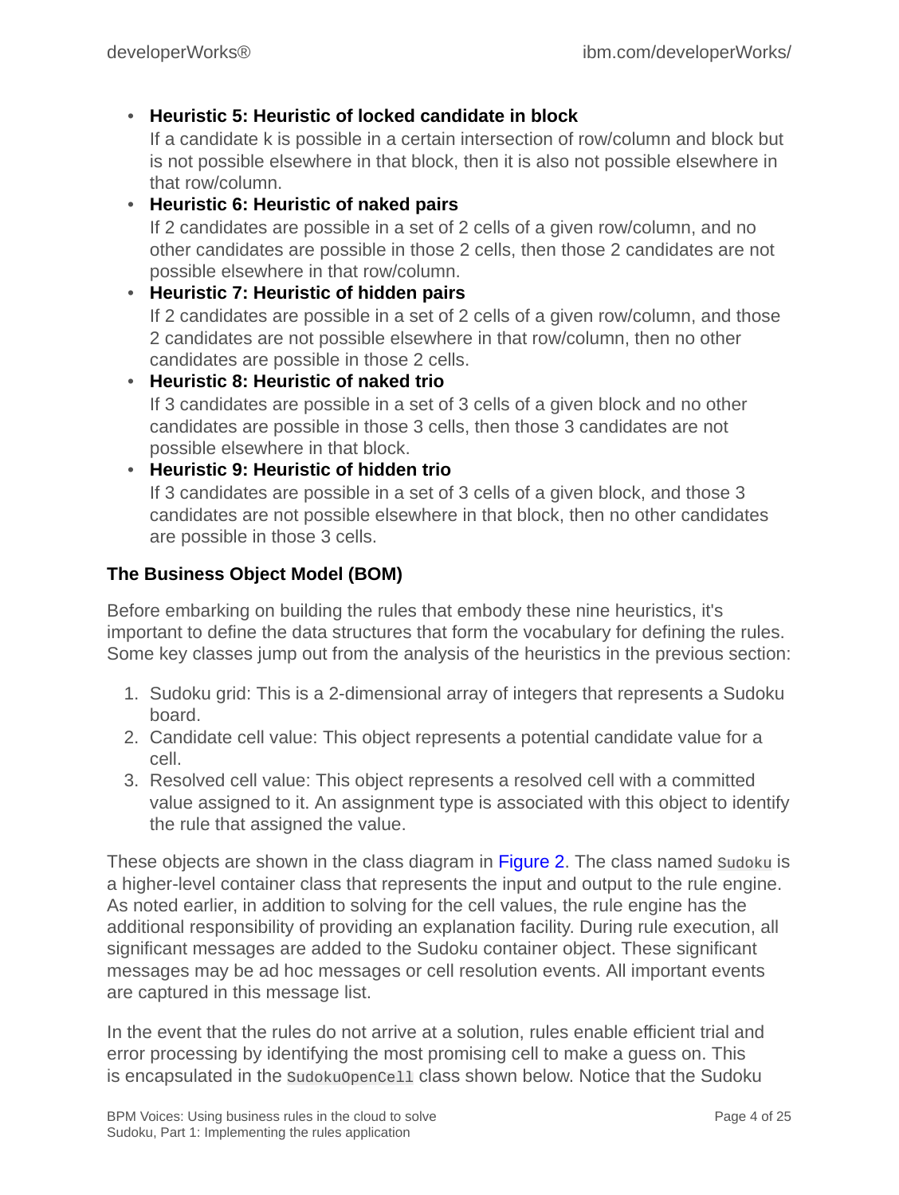- **Heuristic 5: Heuristic of locked candidate in block**
  If a candidate k is possible in a certain intersection of row/column and block but is not possible elsewhere in that block, then it is also not possible elsewhere in that row/column.
- **Heuristic 6: Heuristic of naked pairs**
  If 2 candidates are possible in a set of 2 cells of a given row/column, and no other candidates are possible in those 2 cells, then those 2 candidates are not possible elsewhere in that row/column.
- **Heuristic 7: Heuristic of hidden pairs**
  If 2 candidates are possible in a set of 2 cells of a given row/column, and those 2 candidates are not possible elsewhere in that row/column, then no other candidates are possible in those 2 cells.
- **Heuristic 8: Heuristic of naked trio**
  If 3 candidates are possible in a set of 3 cells of a given block and no other candidates are possible in those 3 cells, then those 3 candidates are not possible elsewhere in that block.
- **Heuristic 9: Heuristic of hidden trio**
  If 3 candidates are possible in a set of 3 cells of a given block, and those 3 candidates are not possible elsewhere in that block, then no other candidates are possible in those 3 cells.

### The Business Object Model (BOM)

Before embarking on building the rules that embody these nine heuristics, it's important to define the data structures that form the vocabulary for defining the rules. Some key classes jump out from the analysis of the heuristics in the previous section:

1. Sudoku grid: This is a 2-dimensional array of integers that represents a Sudoku board.
2. Candidate cell value: This object represents a potential candidate value for a cell.
3. Resolved cell value: This object represents a resolved cell with a committed value assigned to it. An assignment type is associated with this object to identify the rule that assigned the value.

These objects are shown in the class diagram in Figure 2. The class named `Sudoku` is a higher-level container class that represents the input and output to the rule engine. As noted earlier, in addition to solving for the cell values, the rule engine has the additional responsibility of providing an explanation facility. During rule execution, all significant messages are added to the Sudoku container object. These significant messages may be ad hoc messages or cell resolution events. All important events are captured in this message list.

In the event that the rules do not arrive at a solution, rules enable efficient trial and error processing by identifying the most promising cell to make a guess on. This is encapsulated in the `SudokuOpenCell` class shown below. Notice that the Sudoku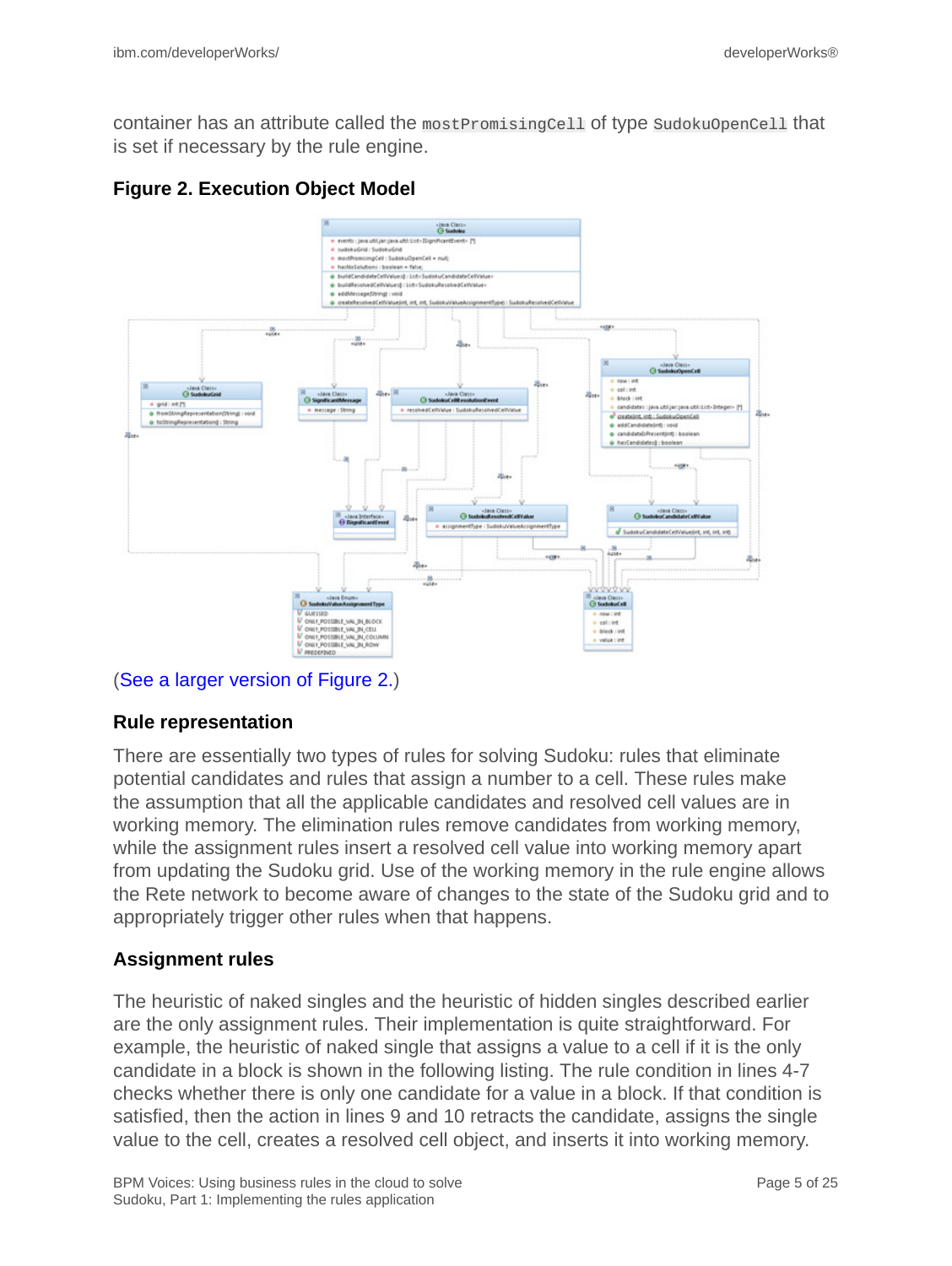container has an attribute called the `mostPromisingCell` of type `SudokuOpenCell` that is set if necessary by the rule engine.

**Figure 2. Execution Object Model**

(See a larger version of Figure 2.)

### Rule representation

There are essentially two types of rules for solving Sudoku: rules that eliminate potential candidates and rules that assign a number to a cell. These rules make the assumption that all the applicable candidates and resolved cell values are in working memory. The elimination rules remove candidates from working memory, while the assignment rules insert a resolved cell value into working memory apart from updating the Sudoku grid. Use of the working memory in the rule engine allows the Rete network to become aware of changes to the state of the Sudoku grid and to appropriately trigger other rules when that happens.

### Assignment rules

The heuristic of naked singles and the heuristic of hidden singles described earlier are the only assignment rules. Their implementation is quite straightforward. For example, the heuristic of naked single that assigns a value to a cell if it is the only candidate in a block is shown in the following listing. The rule condition in lines 4-7 checks whether there is only one candidate for a value in a block. If that condition is satisfied, then the action in lines 9 and 10 retracts the candidate, assigns the single value to the cell, creates a resolved cell object, and inserts it into working memory.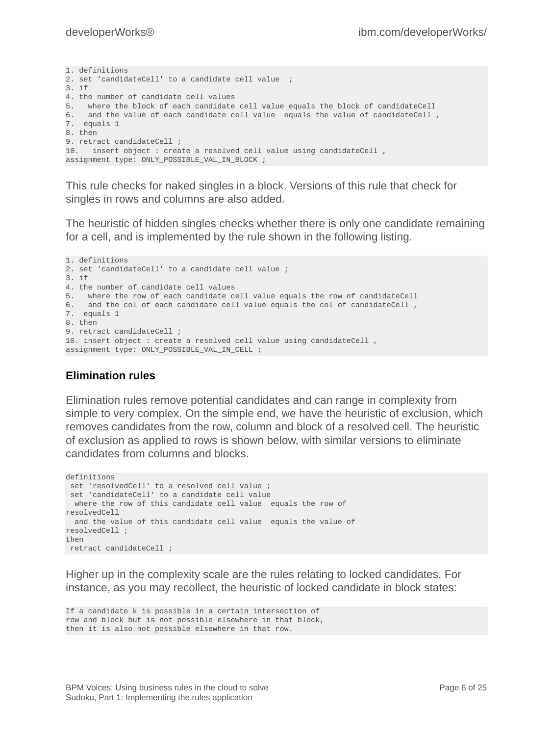```
1. definitions
2. set 'candidateCell' to a candidate cell value  ;
3. if
4. the number of candidate cell values
5.   where the block of each candidate cell value equals the block of candidateCell
6.   and the value of each candidate cell value  equals the value of candidateCell ,
7.  equals 1
8. then
9. retract candidateCell ;
10.   insert object : create a resolved cell value using candidateCell ,
assignment type: ONLY_POSSIBLE_VAL_IN_BLOCK ;
```

This rule checks for naked singles in a block. Versions of this rule that check for singles in rows and columns are also added.

The heuristic of hidden singles checks whether there is only one candidate remaining for a cell, and is implemented by the rule shown in the following listing.

```
1. definitions
2. set 'candidateCell' to a candidate cell value ;
3. if
4. the number of candidate cell values
5.   where the row of each candidate cell value equals the row of candidateCell
6.   and the col of each candidate cell value equals the col of candidateCell ,
7.  equals 1
8. then
9. retract candidateCell ;
10. insert object : create a resolved cell value using candidateCell ,
assignment type: ONLY_POSSIBLE_VAL_IN_CELL ;
```

### Elimination rules

Elimination rules remove potential candidates and can range in complexity from simple to very complex. On the simple end, we have the heuristic of exclusion, which removes candidates from the row, column and block of a resolved cell. The heuristic of exclusion as applied to rows is shown below, with similar versions to eliminate candidates from columns and blocks.

```
definitions
 set 'resolvedCell' to a resolved cell value ;
 set 'candidateCell' to a candidate cell value
  where the row of this candidate cell value  equals the row of
resolvedCell
  and the value of this candidate cell value  equals the value of
resolvedCell ;
then
 retract candidateCell ;
```

Higher up in the complexity scale are the rules relating to locked candidates. For instance, as you may recollect, the heuristic of locked candidate in block states:

```
If a candidate k is possible in a certain intersection of
row and block but is not possible elsewhere in that block,
then it is also not possible elsewhere in that row.
```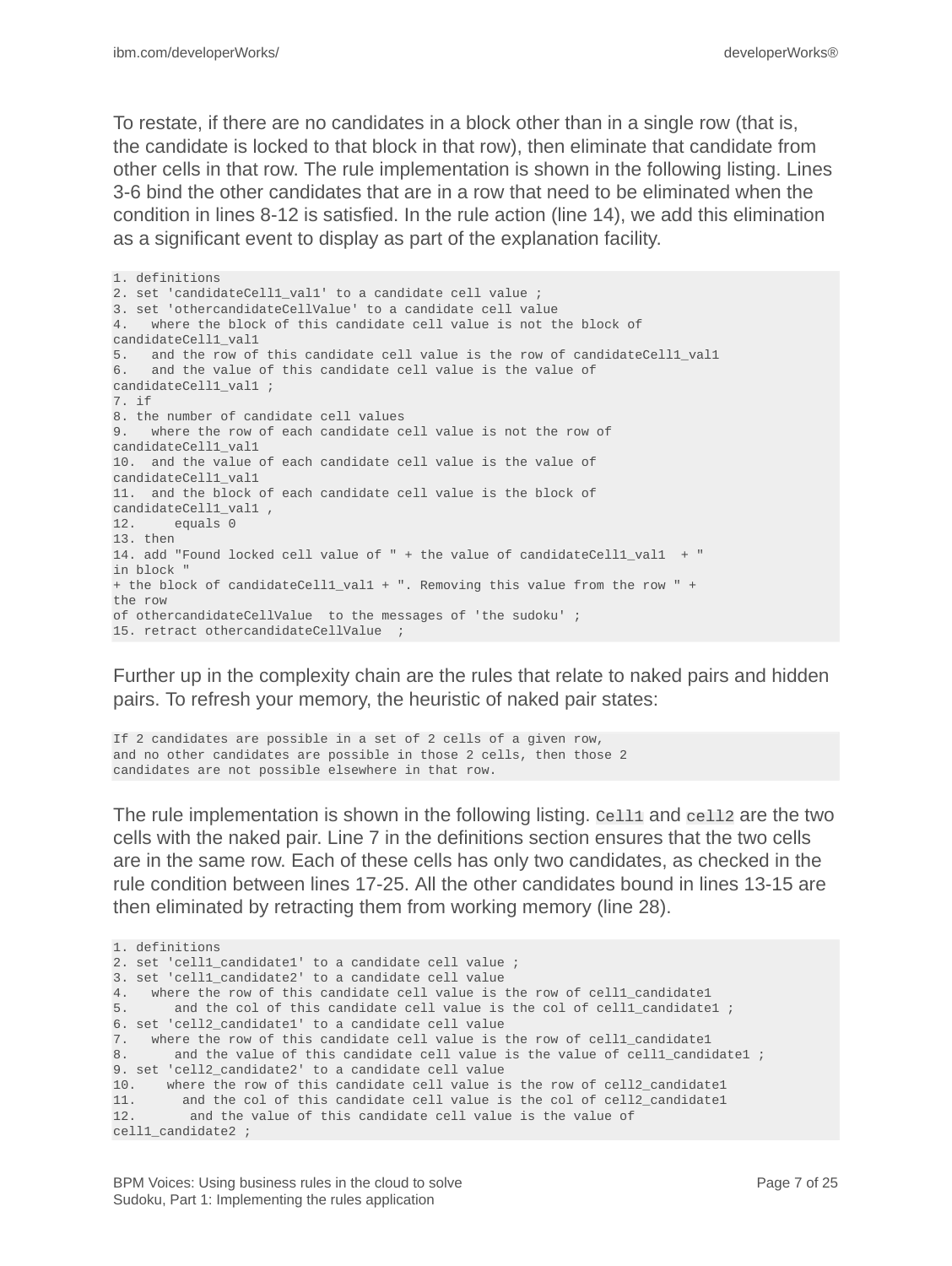To restate, if there are no candidates in a block other than in a single row (that is, the candidate is locked to that block in that row), then eliminate that candidate from other cells in that row. The rule implementation is shown in the following listing. Lines 3-6 bind the other candidates that are in a row that need to be eliminated when the condition in lines 8-12 is satisfied. In the rule action (line 14), we add this elimination as a significant event to display as part of the explanation facility.

```
1. definitions
2. set 'candidateCell1_val1' to a candidate cell value ;
3. set 'othercandidateCellValue' to a candidate cell value
4.   where the block of this candidate cell value is not the block of
candidateCell1_val1
5.   and the row of this candidate cell value is the row of candidateCell1_val1
6.   and the value of this candidate cell value is the value of
candidateCell1_val1 ;
7. if
8. the number of candidate cell values
9.   where the row of each candidate cell value is not the row of
candidateCell1_val1
10.  and the value of each candidate cell value is the value of
candidateCell1_val1
11.  and the block of each candidate cell value is the block of
candidateCell1_val1 ,
12.     equals 0
13. then
14. add "Found locked cell value of " + the value of candidateCell1_val1  + "
in block "
+ the block of candidateCell1_val1 + ". Removing this value from the row " +
the row
of othercandidateCellValue  to the messages of 'the sudoku' ;
15. retract othercandidateCellValue  ;
```

Further up in the complexity chain are the rules that relate to naked pairs and hidden pairs. To refresh your memory, the heuristic of naked pair states:

```
If 2 candidates are possible in a set of 2 cells of a given row,
and no other candidates are possible in those 2 cells, then those 2
candidates are not possible elsewhere in that row.
```

The rule implementation is shown in the following listing. `Cell1` and `cell2` are the two cells with the naked pair. Line 7 in the definitions section ensures that the two cells are in the same row. Each of these cells has only two candidates, as checked in the rule condition between lines 17-25. All the other candidates bound in lines 13-15 are then eliminated by retracting them from working memory (line 28).

```
1. definitions
2. set 'cell1_candidate1' to a candidate cell value ;
3. set 'cell1_candidate2' to a candidate cell value
4.   where the row of this candidate cell value is the row of cell1_candidate1
5.      and the col of this candidate cell value is the col of cell1_candidate1 ;
6. set 'cell2_candidate1' to a candidate cell value
7.   where the row of this candidate cell value is the row of cell1_candidate1
8.      and the value of this candidate cell value is the value of cell1_candidate1 ;
9. set 'cell2_candidate2' to a candidate cell value
10.    where the row of this candidate cell value is the row of cell2_candidate1
11.      and the col of this candidate cell value is the col of cell2_candidate1
12.       and the value of this candidate cell value is the value of
cell1_candidate2 ;
```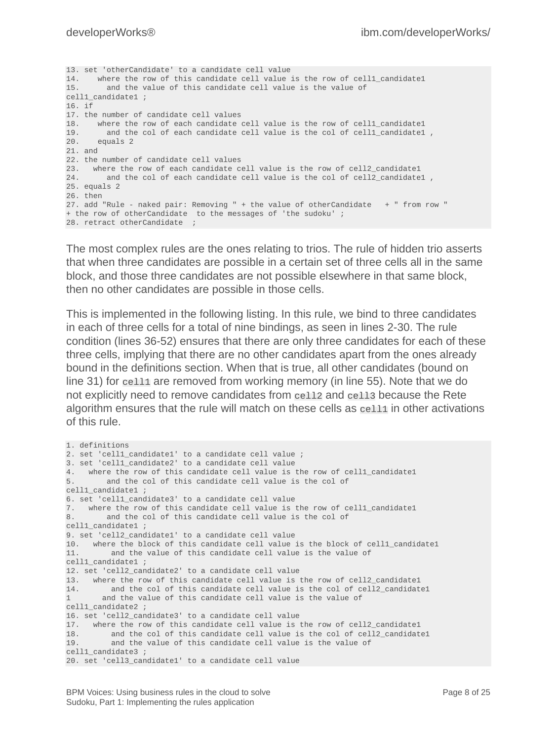```
13. set 'otherCandidate' to a candidate cell value
14.    where the row of this candidate cell value is the row of cell1_candidate1
15.      and the value of this candidate cell value is the value of
cell1_candidate1 ;
16. if
17. the number of candidate cell values
18.    where the row of each candidate cell value is the row of cell1_candidate1
19.      and the col of each candidate cell value is the col of cell1_candidate1 ,
20.    equals 2
21. and
22. the number of candidate cell values
23.   where the row of each candidate cell value is the row of cell2_candidate1
24.      and the col of each candidate cell value is the col of cell2_candidate1 ,
25. equals 2
26. then
27. add "Rule - naked pair: Removing " + the value of otherCandidate   + " from row "
+ the row of otherCandidate  to the messages of 'the sudoku' ;
28. retract otherCandidate  ;
```

The most complex rules are the ones relating to trios. The rule of hidden trio asserts that when three candidates are possible in a certain set of three cells all in the same block, and those three candidates are not possible elsewhere in that same block, then no other candidates are possible in those cells.

This is implemented in the following listing. In this rule, we bind to three candidates in each of three cells for a total of nine bindings, as seen in lines 2-30. The rule condition (lines 36-52) ensures that there are only three candidates for each of these three cells, implying that there are no other candidates apart from the ones already bound in the definitions section. When that is true, all other candidates (bound on line 31) for `cell1` are removed from working memory (in line 55). Note that we do not explicitly need to remove candidates from `cell2` and `cell3` because the Rete algorithm ensures that the rule will match on these cells as `cell1` in other activations of this rule.

```
1. definitions
2. set 'cell1_candidate1' to a candidate cell value ;
3. set 'cell1_candidate2' to a candidate cell value
4.   where the row of this candidate cell value is the row of cell1_candidate1
5.       and the col of this candidate cell value is the col of
cell1_candidate1 ;
6. set 'cell1_candidate3' to a candidate cell value
7.   where the row of this candidate cell value is the row of cell1_candidate1
8.       and the col of this candidate cell value is the col of
cell1_candidate1 ;
9. set 'cell2_candidate1' to a candidate cell value
10.   where the block of this candidate cell value is the block of cell1_candidate1
11.       and the value of this candidate cell value is the value of
cell1_candidate1 ;
12. set 'cell2_candidate2' to a candidate cell value
13.   where the row of this candidate cell value is the row of cell2_candidate1
14.       and the col of this candidate cell value is the col of cell2_candidate1
1       and the value of this candidate cell value is the value of
cell1_candidate2 ;
16. set 'cell2_candidate3' to a candidate cell value
17.   where the row of this candidate cell value is the row of cell2_candidate1
18.       and the col of this candidate cell value is the col of cell2_candidate1
19.       and the value of this candidate cell value is the value of
cell1_candidate3 ;
20. set 'cell3_candidate1' to a candidate cell value
```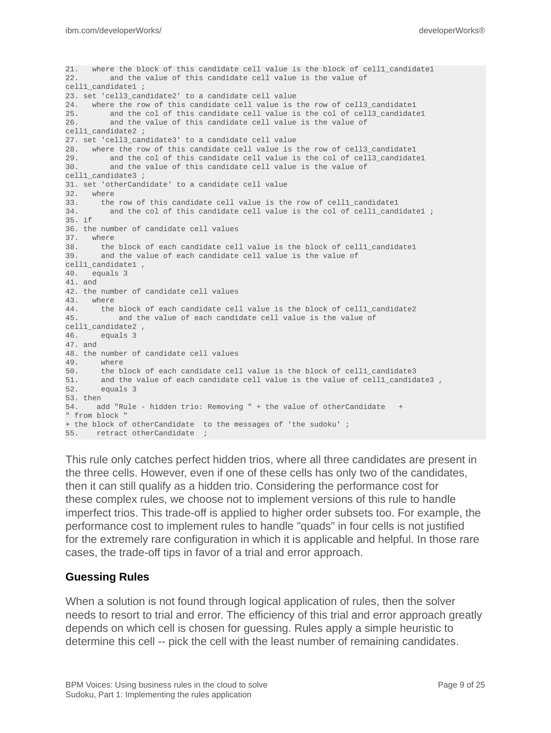```
21.   where the block of this candidate cell value is the block of cell1_candidate1
22.       and the value of this candidate cell value is the value of
cell1_candidate1 ;
23. set 'cell3_candidate2' to a candidate cell value
24.   where the row of this candidate cell value is the row of cell3_candidate1
25.       and the col of this candidate cell value is the col of cell3_candidate1
26.       and the value of this candidate cell value is the value of
cell1_candidate2 ;
27. set 'cell3_candidate3' to a candidate cell value
28.   where the row of this candidate cell value is the row of cell3_candidate1
29.       and the col of this candidate cell value is the col of cell3_candidate1
30.       and the value of this candidate cell value is the value of
cell1_candidate3 ;
31. set 'otherCandidate' to a candidate cell value
32.   where
33.     the row of this candidate cell value is the row of cell1_candidate1
34.       and the col of this candidate cell value is the col of cell1_candidate1 ;
35. if
36. the number of candidate cell values
37.   where
38.     the block of each candidate cell value is the block of cell1_candidate1
39.     and the value of each candidate cell value is the value of
cell1_candidate1 ,
40.   equals 3
41. and
42. the number of candidate cell values
43.   where
44.     the block of each candidate cell value is the block of cell1_candidate2
45.         and the value of each candidate cell value is the value of
cell1_candidate2 ,
46.     equals 3
47. and
48. the number of candidate cell values
49.     where
50.     the block of each candidate cell value is the block of cell1_candidate3
51.     and the value of each candidate cell value is the value of cell1_candidate3 ,
52.     equals 3
53. then
54.    add "Rule - hidden trio: Removing " + the value of otherCandidate   +
" from block "
+ the block of otherCandidate  to the messages of 'the sudoku' ;
55.    retract otherCandidate  ;
```

This rule only catches perfect hidden trios, where all three candidates are present in the three cells. However, even if one of these cells has only two of the candidates, then it can still qualify as a hidden trio. Considering the performance cost for these complex rules, we choose not to implement versions of this rule to handle imperfect trios. This trade-off is applied to higher order subsets too. For example, the performance cost to implement rules to handle "quads" in four cells is not justified for the extremely rare configuration in which it is applicable and helpful. In those rare cases, the trade-off tips in favor of a trial and error approach.

### Guessing Rules

When a solution is not found through logical application of rules, then the solver needs to resort to trial and error. The efficiency of this trial and error approach greatly depends on which cell is chosen for guessing. Rules apply a simple heuristic to determine this cell -- pick the cell with the least number of remaining candidates.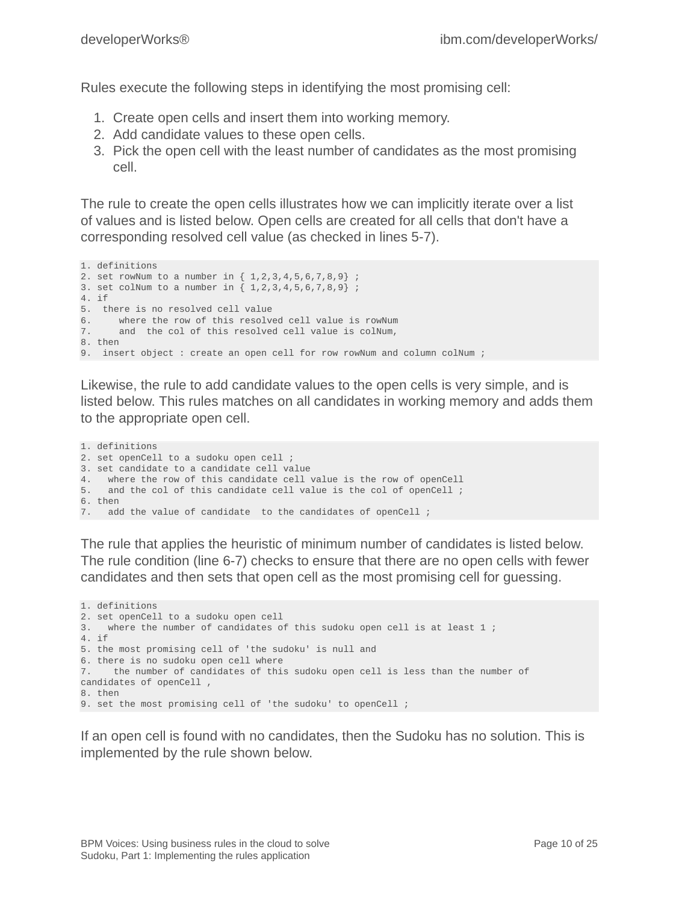Rules execute the following steps in identifying the most promising cell:

1. Create open cells and insert them into working memory.
2. Add candidate values to these open cells.
3. Pick the open cell with the least number of candidates as the most promising cell.

The rule to create the open cells illustrates how we can implicitly iterate over a list of values and is listed below. Open cells are created for all cells that don't have a corresponding resolved cell value (as checked in lines 5-7).

```
1. definitions
2. set rowNum to a number in { 1,2,3,4,5,6,7,8,9} ;
3. set colNum to a number in { 1,2,3,4,5,6,7,8,9} ;
4. if
5.  there is no resolved cell value
6.     where the row of this resolved cell value is rowNum
7.     and  the col of this resolved cell value is colNum,
8. then
9.  insert object : create an open cell for row rowNum and column colNum ;
```

Likewise, the rule to add candidate values to the open cells is very simple, and is listed below. This rules matches on all candidates in working memory and adds them to the appropriate open cell.

```
1. definitions
2. set openCell to a sudoku open cell ;
3. set candidate to a candidate cell value
4.   where the row of this candidate cell value is the row of openCell
5.   and the col of this candidate cell value is the col of openCell ;
6. then
7.   add the value of candidate  to the candidates of openCell ;
```

The rule that applies the heuristic of minimum number of candidates is listed below. The rule condition (line 6-7) checks to ensure that there are no open cells with fewer candidates and then sets that open cell as the most promising cell for guessing.

```
1. definitions
2. set openCell to a sudoku open cell
3.   where the number of candidates of this sudoku open cell is at least 1 ;
4. if
5. the most promising cell of 'the sudoku' is null and
6. there is no sudoku open cell where
7.    the number of candidates of this sudoku open cell is less than the number of
candidates of openCell ,
8. then
9. set the most promising cell of 'the sudoku' to openCell ;
```

If an open cell is found with no candidates, then the Sudoku has no solution. This is implemented by the rule shown below.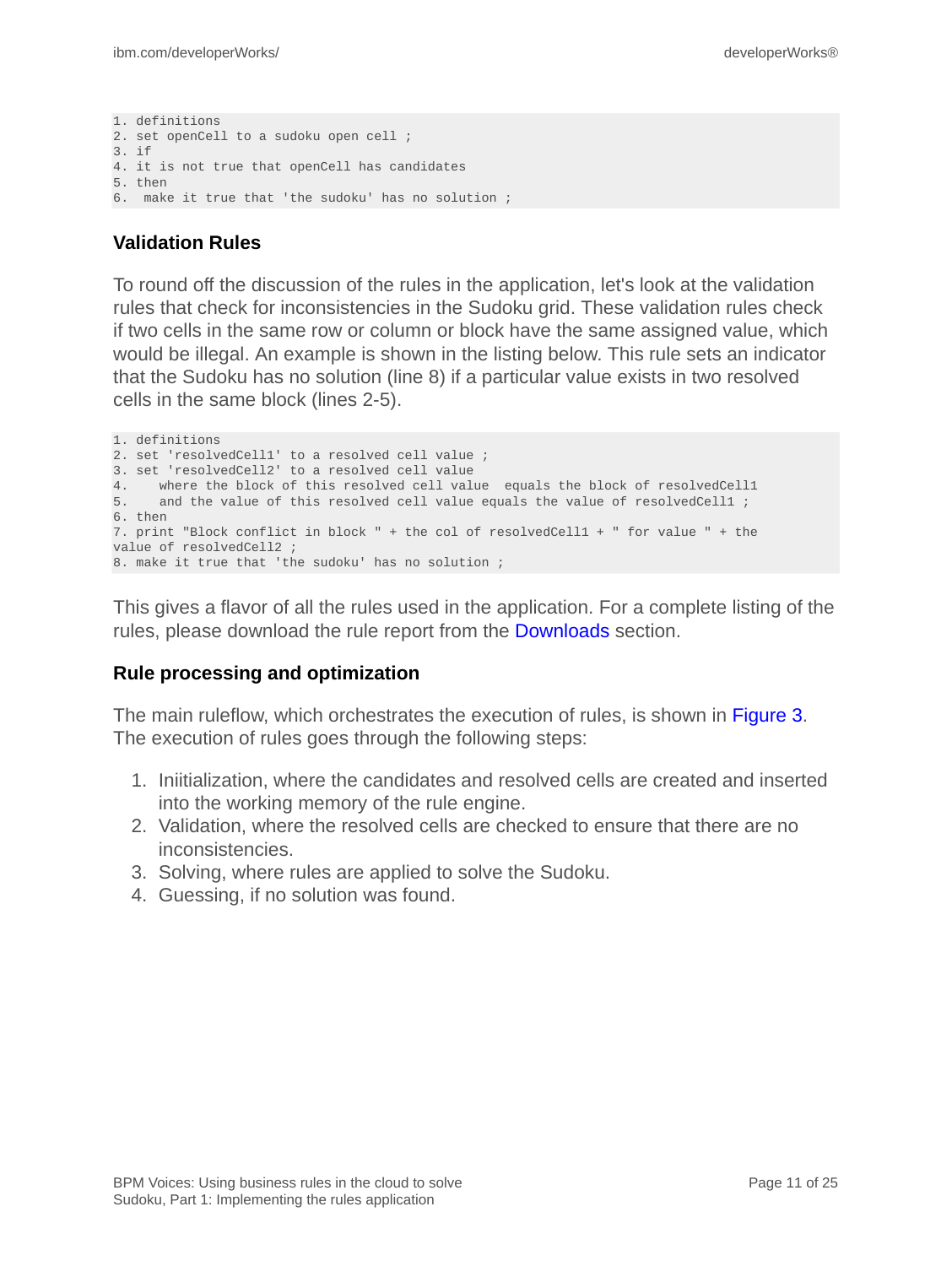```
1. definitions
2. set openCell to a sudoku open cell ;
3. if
4. it is not true that openCell has candidates
5. then
6.  make it true that 'the sudoku' has no solution ;
```

### Validation Rules

To round off the discussion of the rules in the application, let's look at the validation rules that check for inconsistencies in the Sudoku grid. These validation rules check if two cells in the same row or column or block have the same assigned value, which would be illegal. An example is shown in the listing below. This rule sets an indicator that the Sudoku has no solution (line 8) if a particular value exists in two resolved cells in the same block (lines 2-5).

```
1. definitions
2. set 'resolvedCell1' to a resolved cell value ;
3. set 'resolvedCell2' to a resolved cell value
4.    where the block of this resolved cell value  equals the block of resolvedCell1
5.    and the value of this resolved cell value equals the value of resolvedCell1 ;
6. then
7. print "Block conflict in block " + the col of resolvedCell1 + " for value " + the
value of resolvedCell2 ;
8. make it true that 'the sudoku' has no solution ;
```

This gives a flavor of all the rules used in the application. For a complete listing of the rules, please download the rule report from the Downloads section.

### Rule processing and optimization

The main ruleflow, which orchestrates the execution of rules, is shown in Figure 3. The execution of rules goes through the following steps:

1. Iniitialization, where the candidates and resolved cells are created and inserted into the working memory of the rule engine.
2. Validation, where the resolved cells are checked to ensure that there are no inconsistencies.
3. Solving, where rules are applied to solve the Sudoku.
4. Guessing, if no solution was found.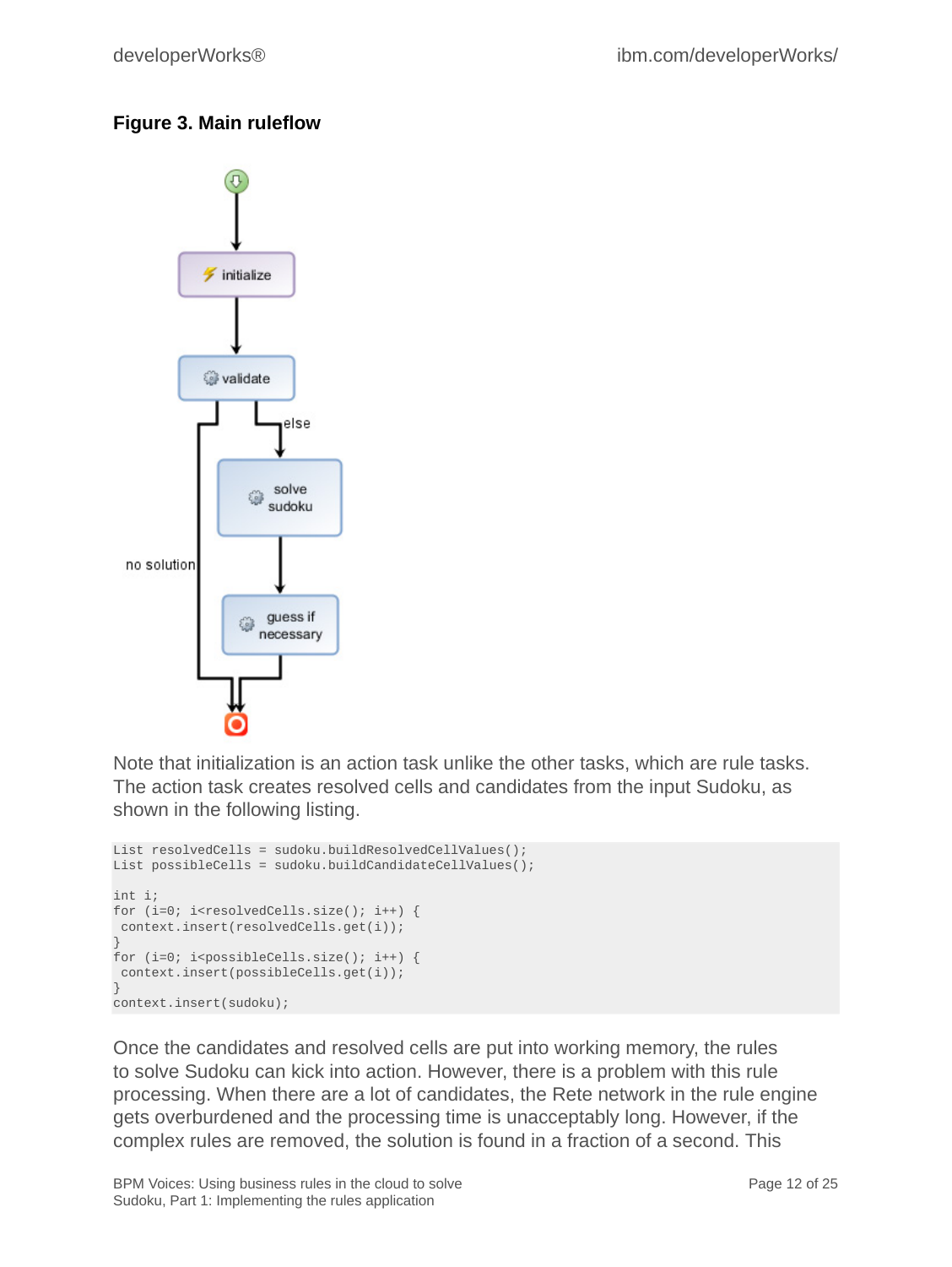**Figure 3. Main ruleflow**

Note that initialization is an action task unlike the other tasks, which are rule tasks. The action task creates resolved cells and candidates from the input Sudoku, as shown in the following listing.

```
List resolvedCells = sudoku.buildResolvedCellValues();
List possibleCells = sudoku.buildCandidateCellValues();

int i;
for (i=0; i<resolvedCells.size(); i++) {
 context.insert(resolvedCells.get(i));
}
for (i=0; i<possibleCells.size(); i++) {
 context.insert(possibleCells.get(i));
}
context.insert(sudoku);
```

Once the candidates and resolved cells are put into working memory, the rules to solve Sudoku can kick into action. However, there is a problem with this rule processing. When there are a lot of candidates, the Rete network in the rule engine gets overburdened and the processing time is unacceptably long. However, if the complex rules are removed, the solution is found in a fraction of a second. This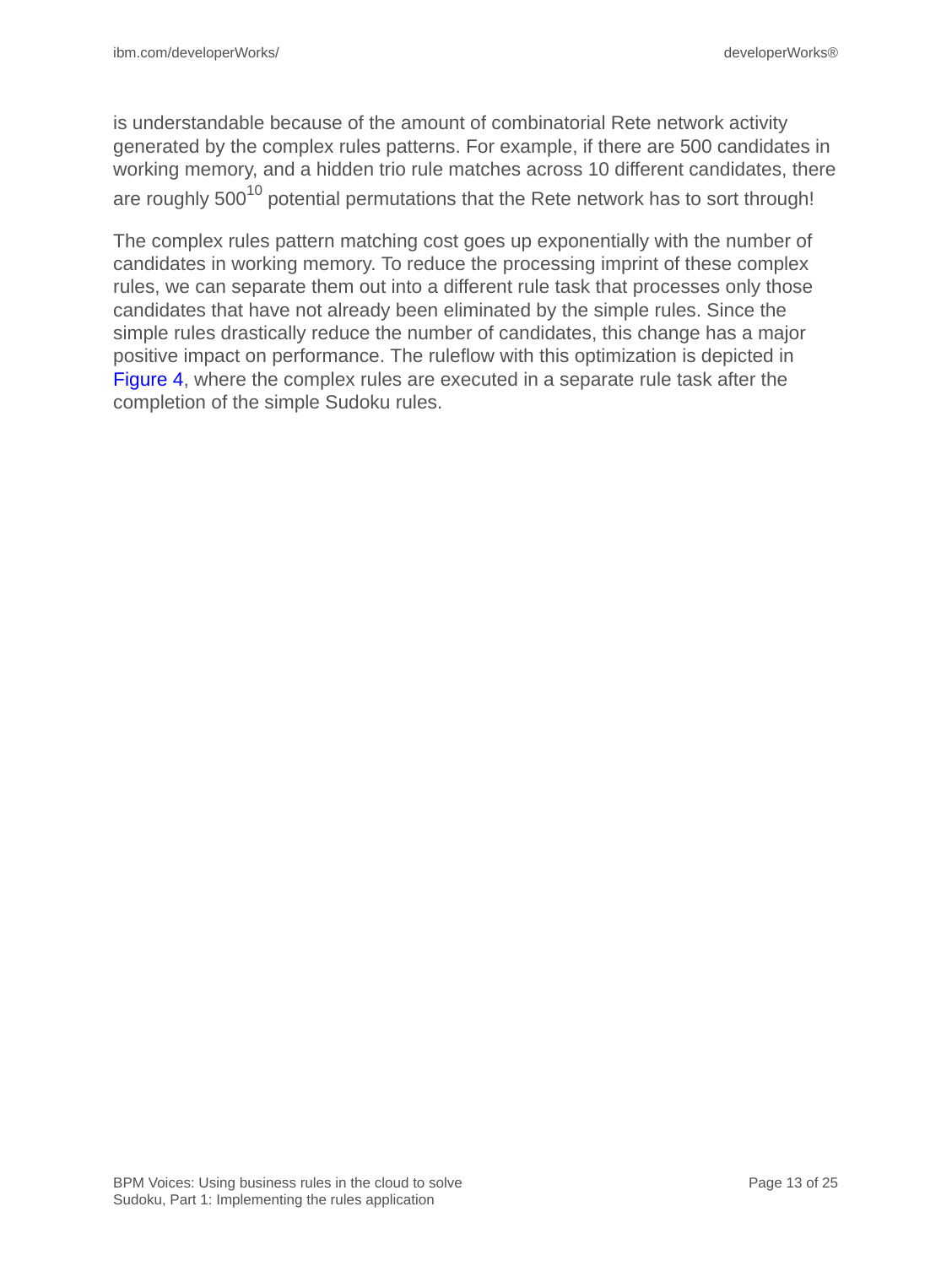is understandable because of the amount of combinatorial Rete network activity generated by the complex rules patterns. For example, if there are 500 candidates in working memory, and a hidden trio rule matches across 10 different candidates, there are roughly $500^{10}$ potential permutations that the Rete network has to sort through!

The complex rules pattern matching cost goes up exponentially with the number of candidates in working memory. To reduce the processing imprint of these complex rules, we can separate them out into a different rule task that processes only those candidates that have not already been eliminated by the simple rules. Since the simple rules drastically reduce the number of candidates, this change has a major positive impact on performance. The ruleflow with this optimization is depicted in Figure 4, where the complex rules are executed in a separate rule task after the completion of the simple Sudoku rules.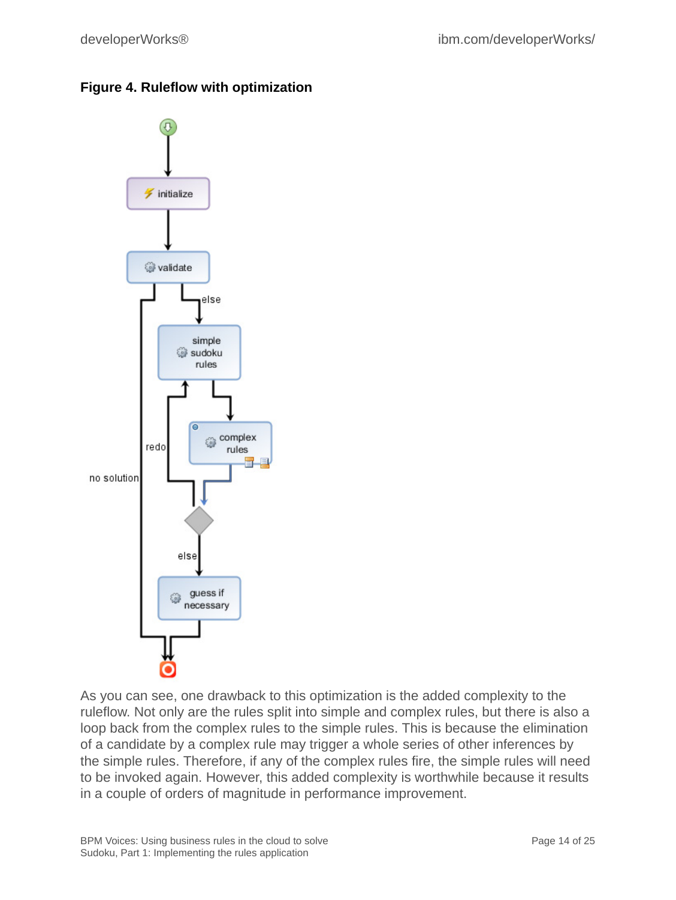**Figure 4. Ruleflow with optimization**

As you can see, one drawback to this optimization is the added complexity to the ruleflow. Not only are the rules split into simple and complex rules, but there is also a loop back from the complex rules to the simple rules. This is because the elimination of a candidate by a complex rule may trigger a whole series of other inferences by the simple rules. Therefore, if any of the complex rules fire, the simple rules will need to be invoked again. However, this added complexity is worthwhile because it results in a couple of orders of magnitude in performance improvement.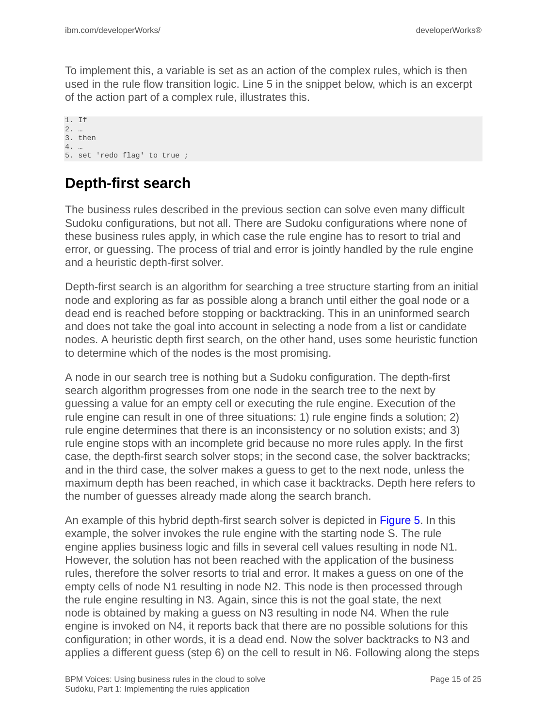To implement this, a variable is set as an action of the complex rules, which is then used in the rule flow transition logic. Line 5 in the snippet below, which is an excerpt of the action part of a complex rule, illustrates this.

```
1. If
2. …
3. then
4. …
5. set 'redo flag' to true ;
```

## Depth-first search

The business rules described in the previous section can solve even many difficult Sudoku configurations, but not all. There are Sudoku configurations where none of these business rules apply, in which case the rule engine has to resort to trial and error, or guessing. The process of trial and error is jointly handled by the rule engine and a heuristic depth-first solver.

Depth-first search is an algorithm for searching a tree structure starting from an initial node and exploring as far as possible along a branch until either the goal node or a dead end is reached before stopping or backtracking. This in an uninformed search and does not take the goal into account in selecting a node from a list or candidate nodes. A heuristic depth first search, on the other hand, uses some heuristic function to determine which of the nodes is the most promising.

A node in our search tree is nothing but a Sudoku configuration. The depth-first search algorithm progresses from one node in the search tree to the next by guessing a value for an empty cell or executing the rule engine. Execution of the rule engine can result in one of three situations: 1) rule engine finds a solution; 2) rule engine determines that there is an inconsistency or no solution exists; and 3) rule engine stops with an incomplete grid because no more rules apply. In the first case, the depth-first search solver stops; in the second case, the solver backtracks; and in the third case, the solver makes a guess to get to the next node, unless the maximum depth has been reached, in which case it backtracks. Depth here refers to the number of guesses already made along the search branch.

An example of this hybrid depth-first search solver is depicted in Figure 5. In this example, the solver invokes the rule engine with the starting node S. The rule engine applies business logic and fills in several cell values resulting in node N1. However, the solution has not been reached with the application of the business rules, therefore the solver resorts to trial and error. It makes a guess on one of the empty cells of node N1 resulting in node N2. This node is then processed through the rule engine resulting in N3. Again, since this is not the goal state, the next node is obtained by making a guess on N3 resulting in node N4. When the rule engine is invoked on N4, it reports back that there are no possible solutions for this configuration; in other words, it is a dead end. Now the solver backtracks to N3 and applies a different guess (step 6) on the cell to result in N6. Following along the steps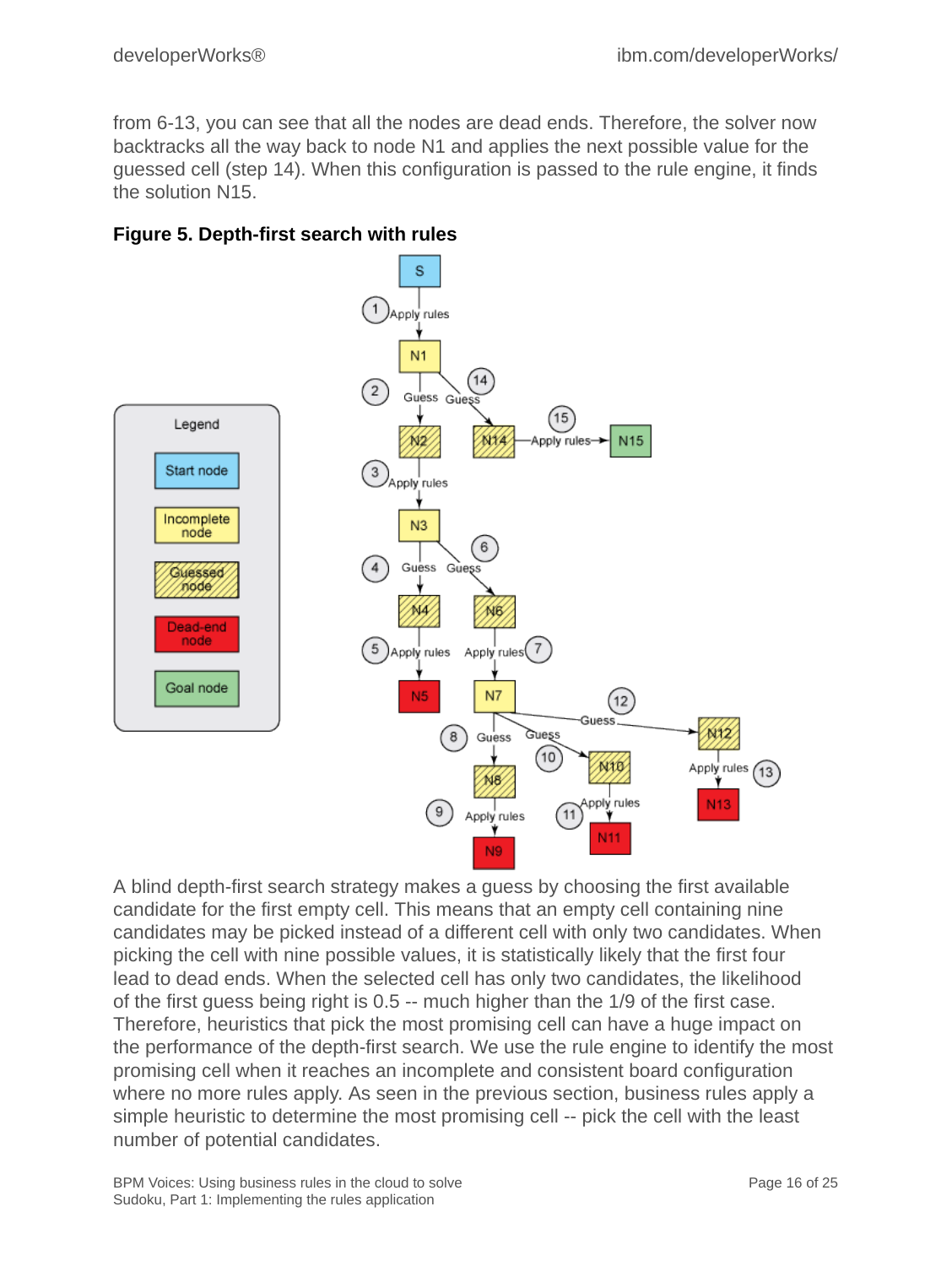from 6-13, you can see that all the nodes are dead ends. Therefore, the solver now backtracks all the way back to node N1 and applies the next possible value for the guessed cell (step 14). When this configuration is passed to the rule engine, it finds the solution N15.

**Figure 5. Depth-first search with rules**

A blind depth-first search strategy makes a guess by choosing the first available candidate for the first empty cell. This means that an empty cell containing nine candidates may be picked instead of a different cell with only two candidates. When picking the cell with nine possible values, it is statistically likely that the first four lead to dead ends. When the selected cell has only two candidates, the likelihood of the first guess being right is 0.5 -- much higher than the 1/9 of the first case. Therefore, heuristics that pick the most promising cell can have a huge impact on the performance of the depth-first search. We use the rule engine to identify the most promising cell when it reaches an incomplete and consistent board configuration where no more rules apply. As seen in the previous section, business rules apply a simple heuristic to determine the most promising cell -- pick the cell with the least number of potential candidates.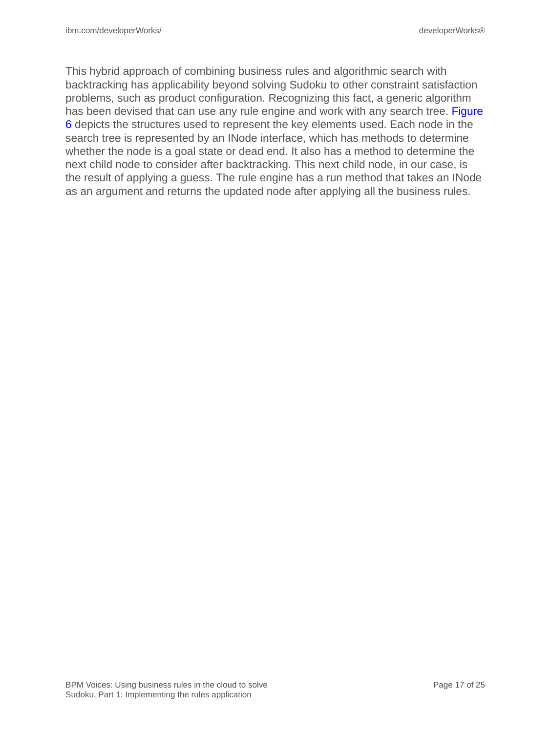This hybrid approach of combining business rules and algorithmic search with backtracking has applicability beyond solving Sudoku to other constraint satisfaction problems, such as product configuration. Recognizing this fact, a generic algorithm has been devised that can use any rule engine and work with any search tree. Figure 6 depicts the structures used to represent the key elements used. Each node in the search tree is represented by an INode interface, which has methods to determine whether the node is a goal state or dead end. It also has a method to determine the next child node to consider after backtracking. This next child node, in our case, is the result of applying a guess. The rule engine has a run method that takes an INode as an argument and returns the updated node after applying all the business rules.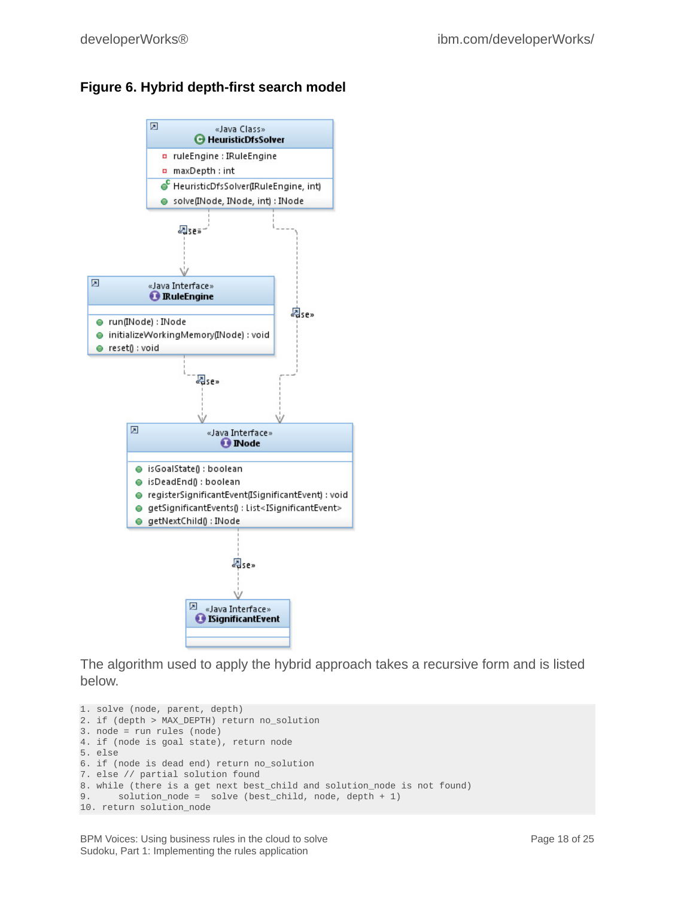**Figure 6. Hybrid depth-first search model**

The algorithm used to apply the hybrid approach takes a recursive form and is listed below.

```
1. solve (node, parent, depth)
2. if (depth > MAX_DEPTH) return no_solution
3. node = run rules (node)
4. if (node is goal state), return node
5. else
6. if (node is dead end) return no_solution
7. else // partial solution found
8. while (there is a get next best_child and solution_node is not found)
9.     solution_node =  solve (best_child, node, depth + 1)
10. return solution_node
```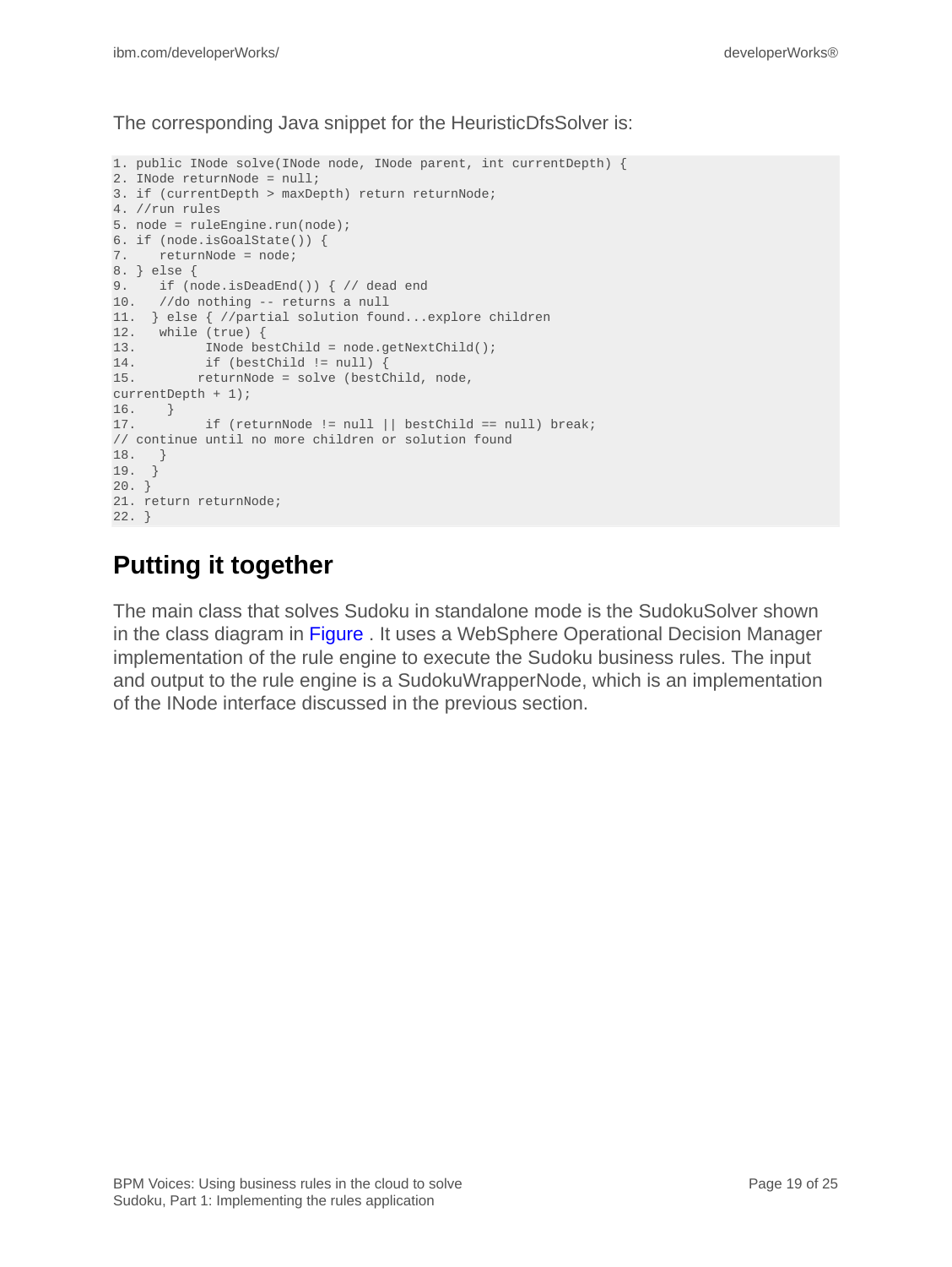The corresponding Java snippet for the HeuristicDfsSolver is:

```
1. public INode solve(INode node, INode parent, int currentDepth) {
2. INode returnNode = null;
3. if (currentDepth > maxDepth) return returnNode;
4. //run rules
5. node = ruleEngine.run(node);
6. if (node.isGoalState()) {
7.    returnNode = node;
8. } else {
9.    if (node.isDeadEnd()) { // dead end
10.   //do nothing -- returns a null
11.  } else { //partial solution found...explore children
12.   while (true) {
13.         INode bestChild = node.getNextChild();
14.         if (bestChild != null) {
15.        returnNode = solve (bestChild, node,
currentDepth + 1);
16.    }
17.         if (returnNode != null || bestChild == null) break;
// continue until no more children or solution found
18.   }
19.  }
20. }
21. return returnNode;
22. }
```

## Putting it together

The main class that solves Sudoku in standalone mode is the SudokuSolver shown in the class diagram in Figure . It uses a WebSphere Operational Decision Manager implementation of the rule engine to execute the Sudoku business rules. The input and output to the rule engine is a SudokuWrapperNode, which is an implementation of the INode interface discussed in the previous section.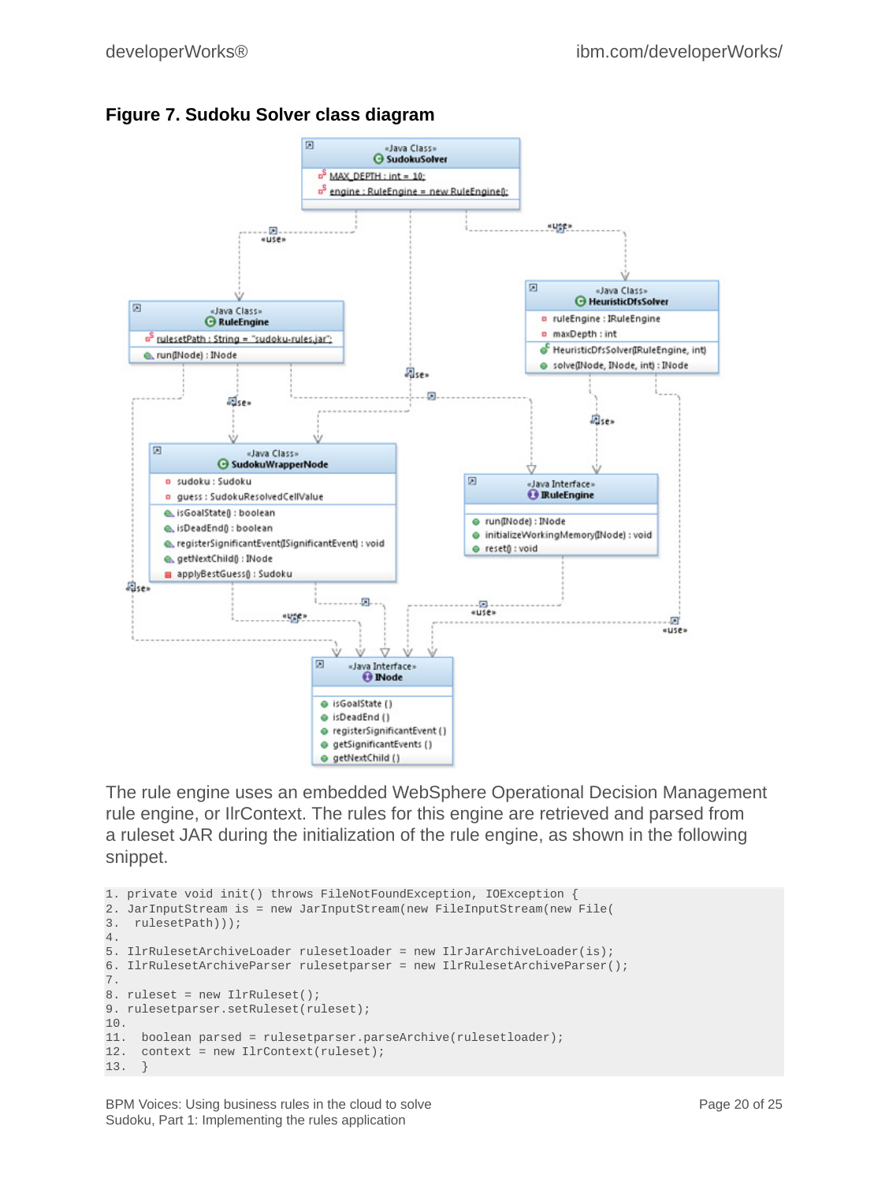**Figure 7. Sudoku Solver class diagram**

The rule engine uses an embedded WebSphere Operational Decision Management rule engine, or IlrContext. The rules for this engine are retrieved and parsed from a ruleset JAR during the initialization of the rule engine, as shown in the following snippet.

```
1. private void init() throws FileNotFoundException, IOException {
2. JarInputStream is = new JarInputStream(new FileInputStream(new File(
3.  rulesetPath)));
4.
5. IlrRulesetArchiveLoader rulesetloader = new IlrJarArchiveLoader(is);
6. IlrRulesetArchiveParser rulesetparser = new IlrRulesetArchiveParser();
7.
8. ruleset = new IlrRuleset();
9. rulesetparser.setRuleset(ruleset);
10.
11.  boolean parsed = rulesetparser.parseArchive(rulesetloader);
12.  context = new IlrContext(ruleset);
13.  }
```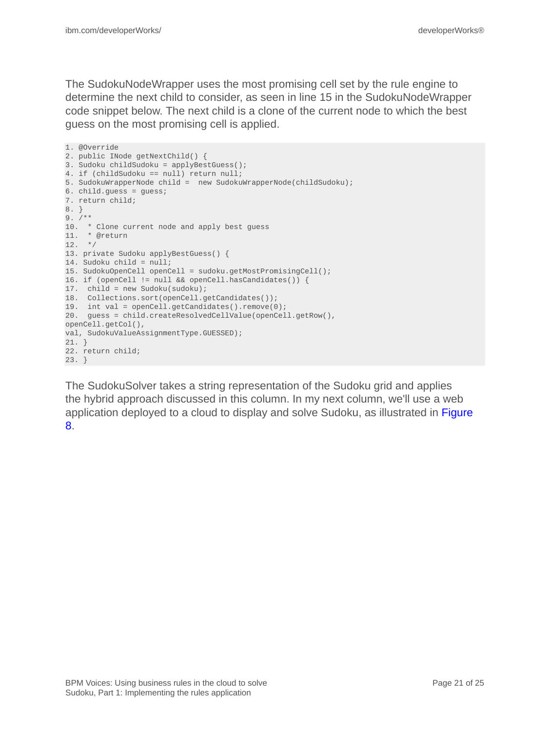The SudokuNodeWrapper uses the most promising cell set by the rule engine to determine the next child to consider, as seen in line 15 in the SudokuNodeWrapper code snippet below. The next child is a clone of the current node to which the best guess on the most promising cell is applied.

```
1. @Override
2. public INode getNextChild() {
3. Sudoku childSudoku = applyBestGuess();
4. if (childSudoku == null) return null;
5. SudokuWrapperNode child =  new SudokuWrapperNode(childSudoku);
6. child.guess = guess;
7. return child;
8. }
9. /**
10.  * Clone current node and apply best guess
11.  * @return
12.  */
13. private Sudoku applyBestGuess() {
14. Sudoku child = null;
15. SudokuOpenCell openCell = sudoku.getMostPromisingCell();
16. if (openCell != null && openCell.hasCandidates()) {
17.  child = new Sudoku(sudoku);
18.  Collections.sort(openCell.getCandidates());
19.  int val = openCell.getCandidates().remove(0);
20.  guess = child.createResolvedCellValue(openCell.getRow(),
openCell.getCol(),
val, SudokuValueAssignmentType.GUESSED);
21. }
22. return child;
23. }
```

The SudokuSolver takes a string representation of the Sudoku grid and applies the hybrid approach discussed in this column. In my next column, we'll use a web application deployed to a cloud to display and solve Sudoku, as illustrated in Figure 8.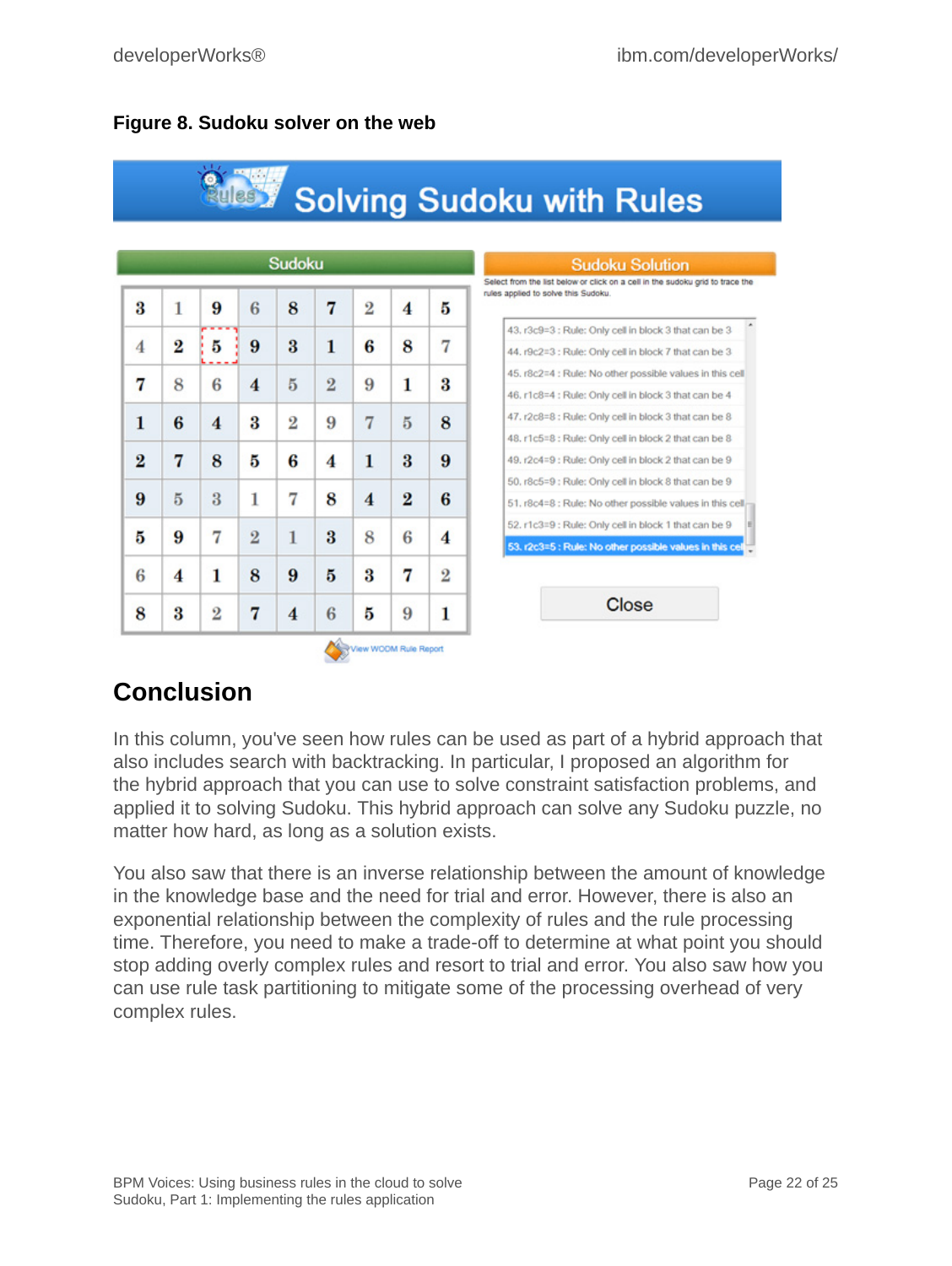**Figure 8. Sudoku solver on the web**

## Conclusion

In this column, you've seen how rules can be used as part of a hybrid approach that also includes search with backtracking. In particular, I proposed an algorithm for the hybrid approach that you can use to solve constraint satisfaction problems, and applied it to solving Sudoku. This hybrid approach can solve any Sudoku puzzle, no matter how hard, as long as a solution exists.

You also saw that there is an inverse relationship between the amount of knowledge in the knowledge base and the need for trial and error. However, there is also an exponential relationship between the complexity of rules and the rule processing time. Therefore, you need to make a trade-off to determine at what point you should stop adding overly complex rules and resort to trial and error. You also saw how you can use rule task partitioning to mitigate some of the processing overhead of very complex rules.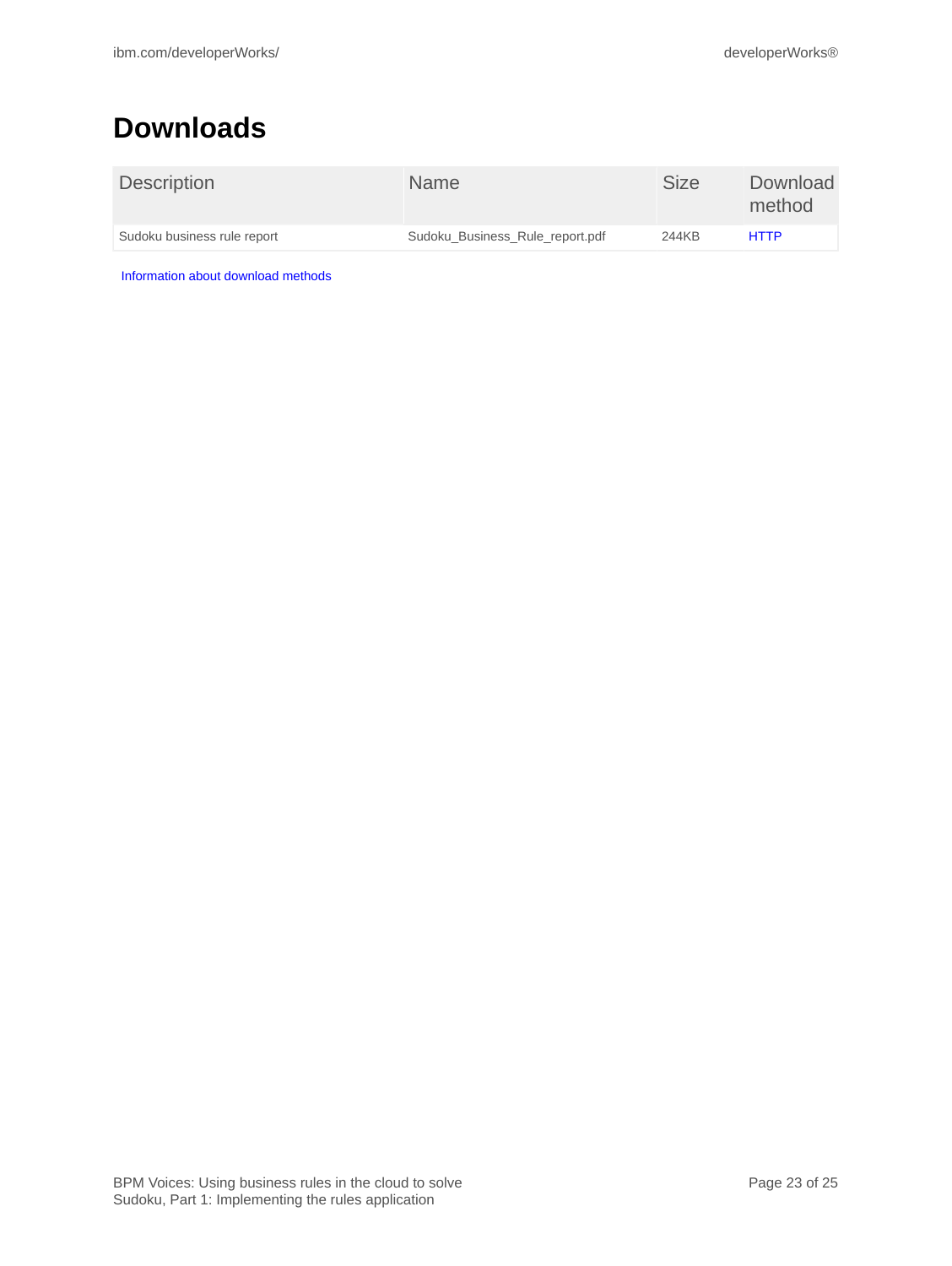# Downloads

| Description | Name | Size | Download method |
| --- | --- | --- | --- |
| Sudoku business rule report | Sudoku_Business_Rule_report.pdf | 244KB | HTTP |

Information about download methods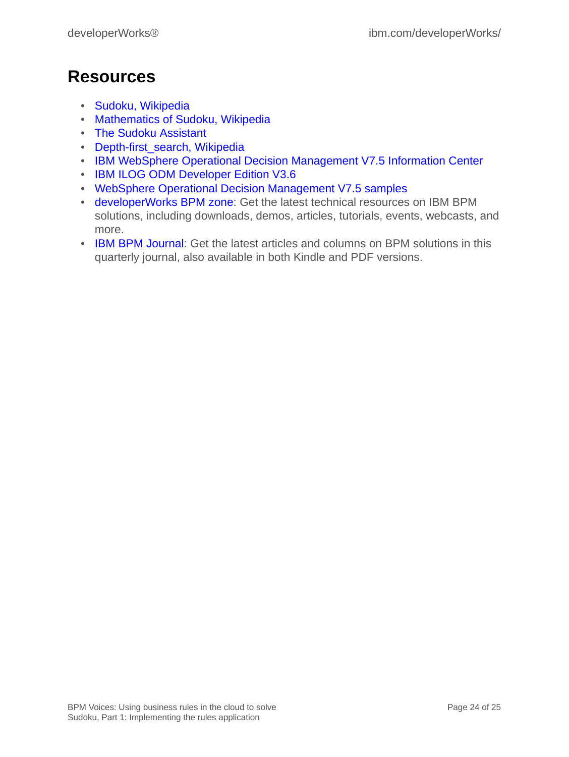# Resources

- Sudoku, Wikipedia
- Mathematics of Sudoku, Wikipedia
- The Sudoku Assistant
- Depth-first_search, Wikipedia
- IBM WebSphere Operational Decision Management V7.5 Information Center
- IBM ILOG ODM Developer Edition V3.6
- WebSphere Operational Decision Management V7.5 samples
- developerWorks BPM zone: Get the latest technical resources on IBM BPM solutions, including downloads, demos, articles, tutorials, events, webcasts, and more.
- IBM BPM Journal: Get the latest articles and columns on BPM solutions in this quarterly journal, also available in both Kindle and PDF versions.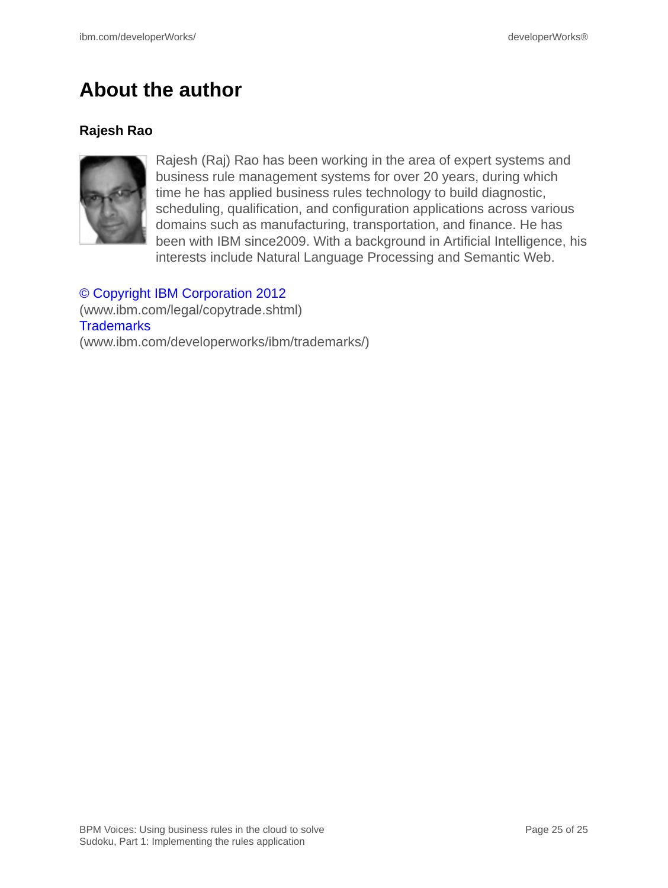## About the author

### Rajesh Rao

Rajesh (Raj) Rao has been working in the area of expert systems and business rule management systems for over 20 years, during which time he has applied business rules technology to build diagnostic, scheduling, qualification, and configuration applications across various domains such as manufacturing, transportation, and finance. He has been with IBM since2009. With a background in Artificial Intelligence, his interests include Natural Language Processing and Semantic Web.

© Copyright IBM Corporation 2012
(www.ibm.com/legal/copytrade.shtml)
Trademarks
(www.ibm.com/developerworks/ibm/trademarks/)